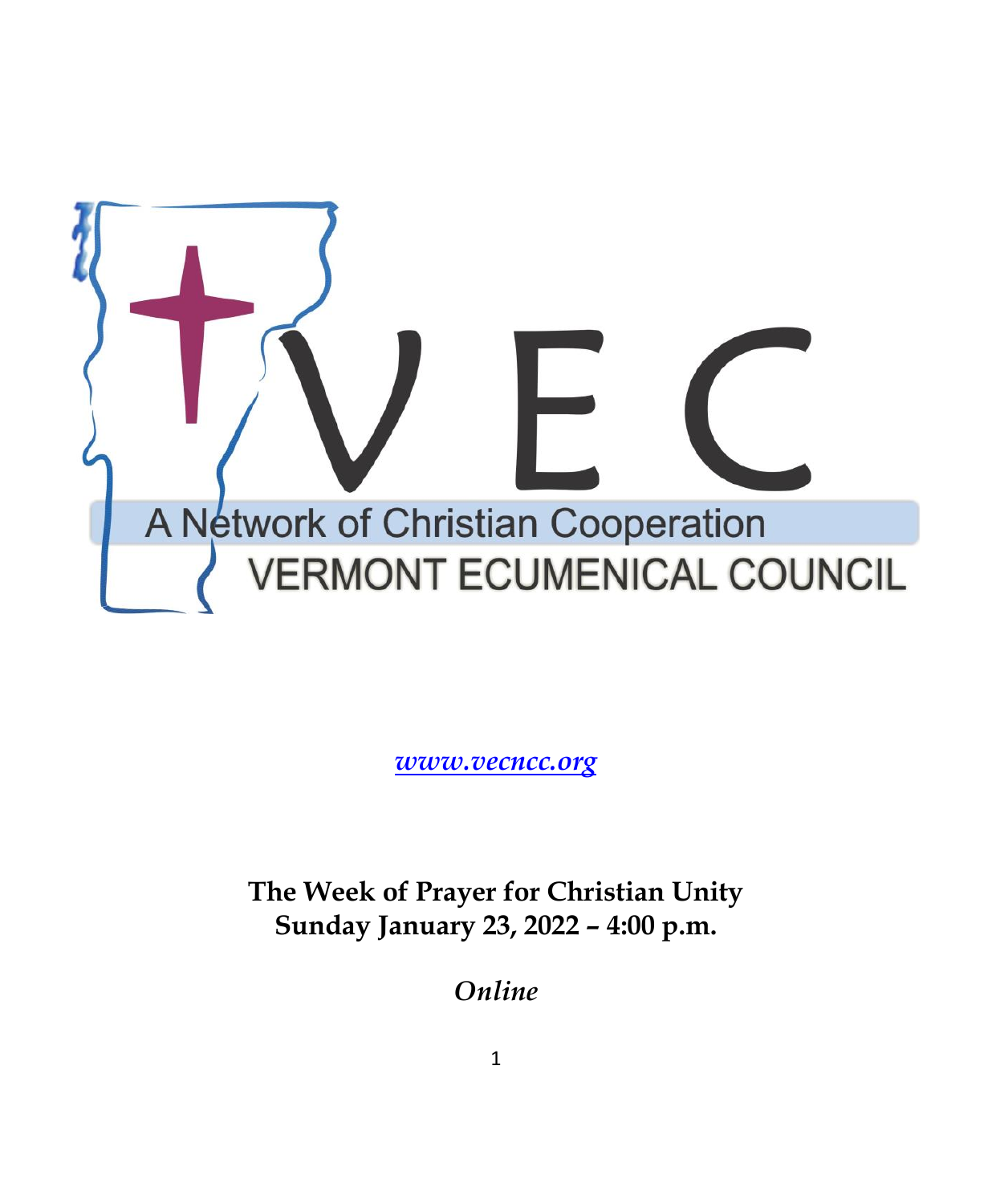VEC

A Network of Christian Cooperation

VERMONT ECUMENICAL COUNCIL

*www.vecncc.org*

**The Week of Prayer for Christian Unity**
**Sunday January 23, 2022 – 4:00 p.m.**

*Online*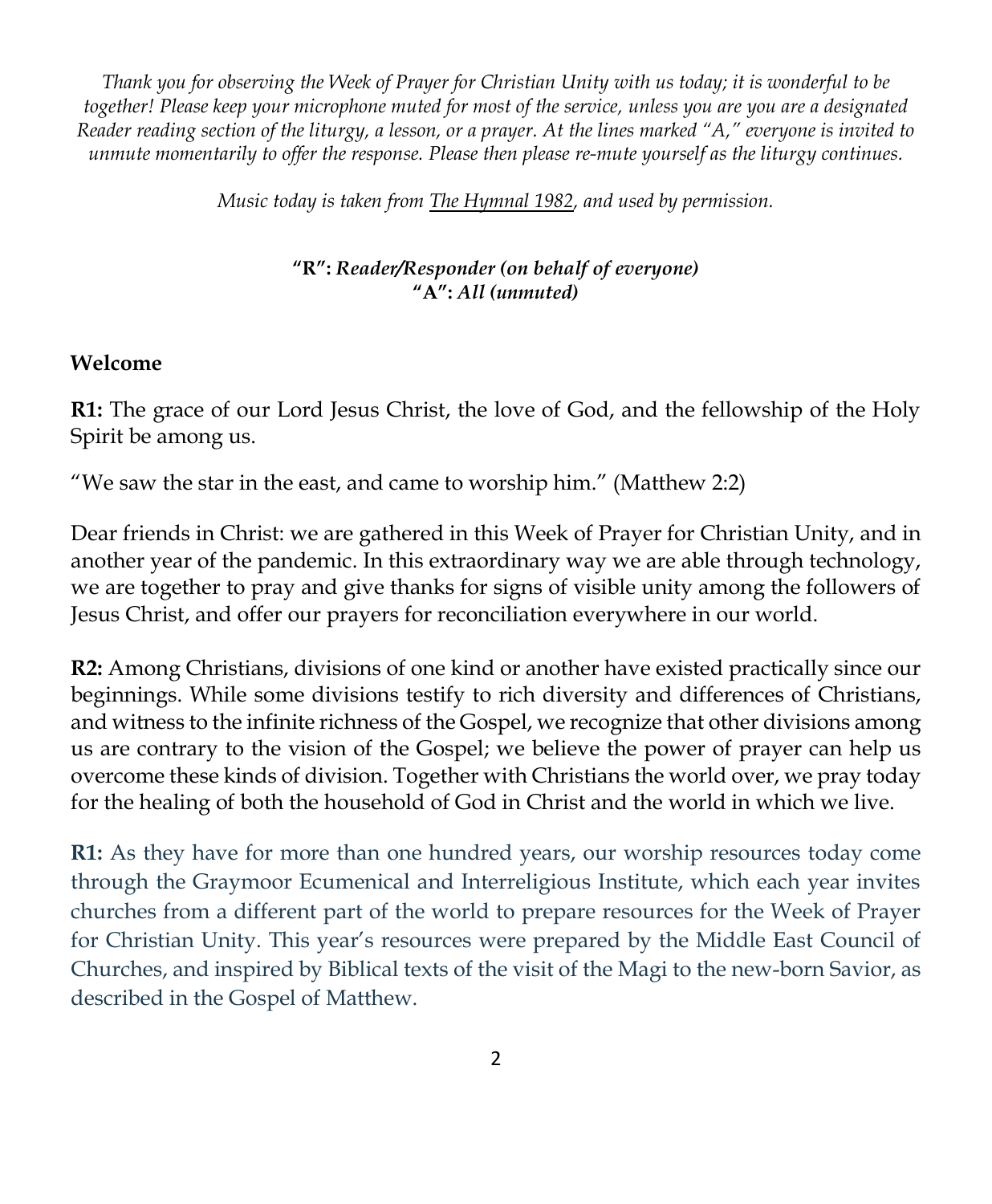*Thank you for observing the Week of Prayer for Christian Unity with us today; it is wonderful to be together! Please keep your microphone muted for most of the service, unless you are you are a designated Reader reading section of the liturgy, a lesson, or a prayer. At the lines marked "A," everyone is invited to unmute momentarily to offer the response. Please then please re-mute yourself as the liturgy continues.*

*Music today is taken from The Hymnal 1982, and used by permission.*

**"R":** ***Reader/Responder (on behalf of everyone)***
**"A":** ***All (unmuted)***

**Welcome**

**R1:** The grace of our Lord Jesus Christ, the love of God, and the fellowship of the Holy Spirit be among us.

"We saw the star in the east, and came to worship him." (Matthew 2:2)

Dear friends in Christ: we are gathered in this Week of Prayer for Christian Unity, and in another year of the pandemic. In this extraordinary way we are able through technology, we are together to pray and give thanks for signs of visible unity among the followers of Jesus Christ, and offer our prayers for reconciliation everywhere in our world.

**R2:** Among Christians, divisions of one kind or another have existed practically since our beginnings. While some divisions testify to rich diversity and differences of Christians, and witness to the infinite richness of the Gospel, we recognize that other divisions among us are contrary to the vision of the Gospel; we believe the power of prayer can help us overcome these kinds of division. Together with Christians the world over, we pray today for the healing of both the household of God in Christ and the world in which we live.

**R1:** As they have for more than one hundred years, our worship resources today come through the Graymoor Ecumenical and Interreligious Institute, which each year invites churches from a different part of the world to prepare resources for the Week of Prayer for Christian Unity. This year's resources were prepared by the Middle East Council of Churches, and inspired by Biblical texts of the visit of the Magi to the new-born Savior, as described in the Gospel of Matthew.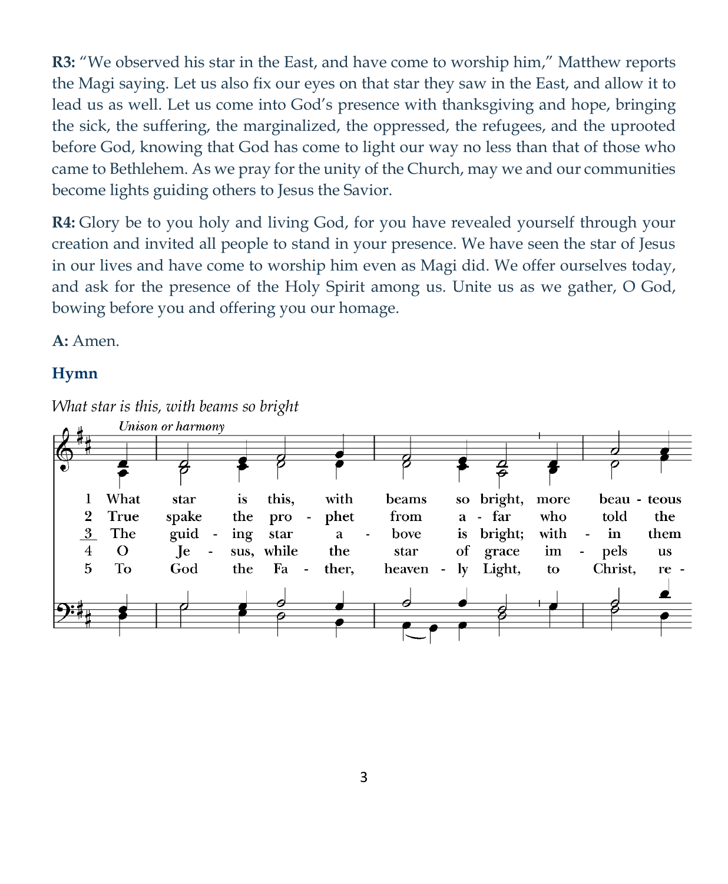**R3:** "We observed his star in the East, and have come to worship him," Matthew reports the Magi saying. Let us also fix our eyes on that star they saw in the East, and allow it to lead us as well. Let us come into God's presence with thanksgiving and hope, bringing the sick, the suffering, the marginalized, the oppressed, the refugees, and the uprooted before God, knowing that God has come to light our way no less than that of those who came to Bethlehem. As we pray for the unity of the Church, may we and our communities become lights guiding others to Jesus the Savior.

**R4:** Glory be to you holy and living God, for you have revealed yourself through your creation and invited all people to stand in your presence. We have seen the star of Jesus in our lives and have come to worship him even as Magi did. We offer ourselves today, and ask for the presence of the Holy Spirit among us. Unite us as we gather, O God, bowing before you and offering you our homage.

**A:** Amen.

### Hymn

*What star is this, with beams so bright*

*Unison or harmony*

1 What star is this, with beams so bright, more beau - teous
2 True spake the pro - phet from a - far who told the
3 The guid - ing star a - bove is bright; with - in them
4 O Je - sus, while the star of grace im - pels us
5 To God the Fa - ther, heaven - ly Light, to Christ, re -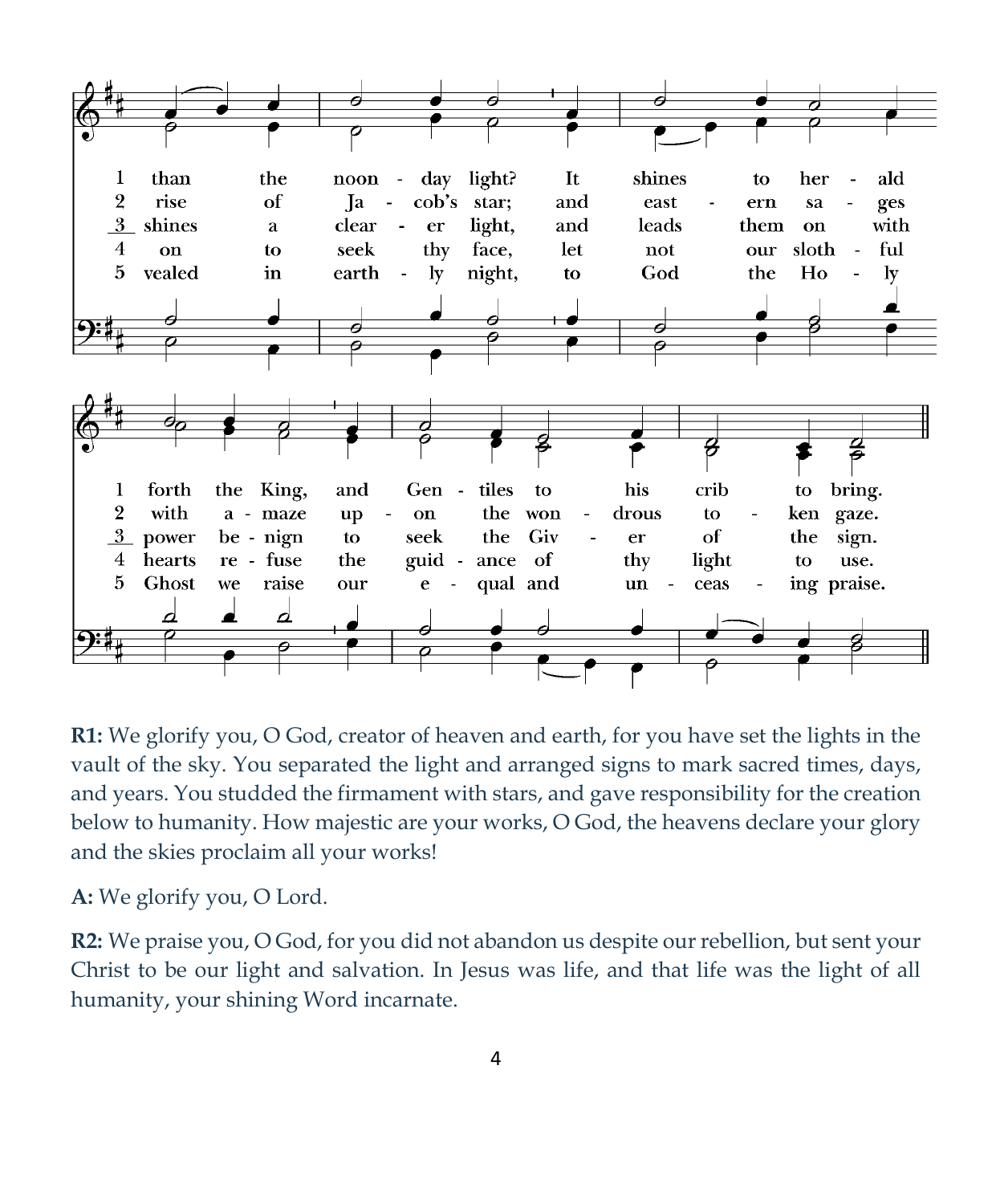1 than the noon - day light? It shines to her - ald forth the King, and Gen - tiles to his crib to bring.

2 rise of Ja - cob's star; and east - ern sa - ges with a - maze up - on the won - drous to - ken gaze.

3 shines a clear - er light, and leads them on with power be - nign to seek the Giv - er of the sign.

4 on to seek thy face, let not our sloth - ful hearts re - fuse the guid - ance of thy light to use.

5 vealed in earth - ly night, to God the Ho - ly Ghost we raise our e - qual and un - ceas - ing praise.

**R1:** We glorify you, O God, creator of heaven and earth, for you have set the lights in the vault of the sky. You separated the light and arranged signs to mark sacred times, days, and years. You studded the firmament with stars, and gave responsibility for the creation below to humanity. How majestic are your works, O God, the heavens declare your glory and the skies proclaim all your works!

**A:** We glorify you, O Lord.

**R2:** We praise you, O God, for you did not abandon us despite our rebellion, but sent your Christ to be our light and salvation. In Jesus was life, and that life was the light of all humanity, your shining Word incarnate.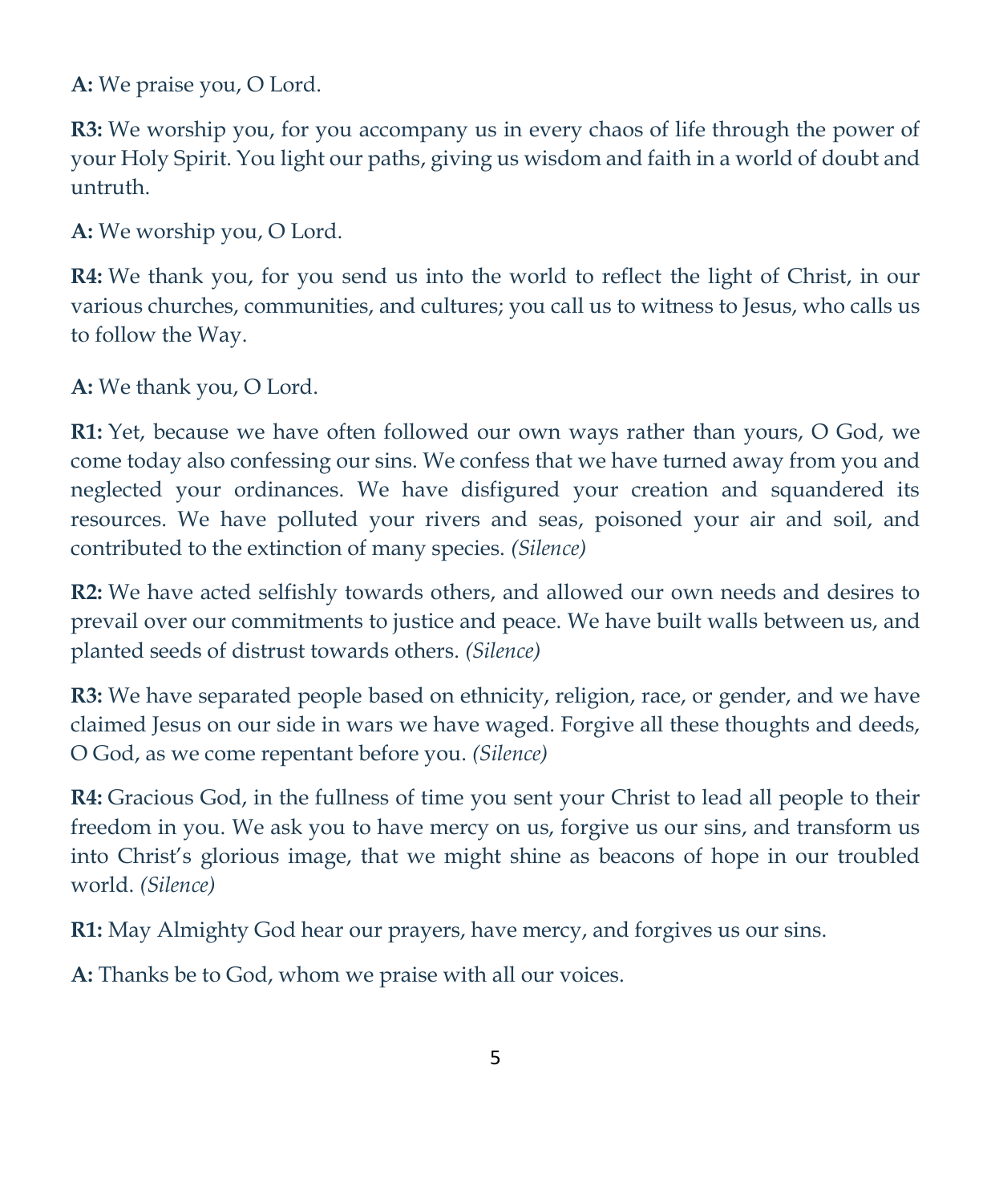**A:** We praise you, O Lord.

**R3:** We worship you, for you accompany us in every chaos of life through the power of your Holy Spirit. You light our paths, giving us wisdom and faith in a world of doubt and untruth.

**A:** We worship you, O Lord.

**R4:** We thank you, for you send us into the world to reflect the light of Christ, in our various churches, communities, and cultures; you call us to witness to Jesus, who calls us to follow the Way.

**A:** We thank you, O Lord.

**R1:** Yet, because we have often followed our own ways rather than yours, O God, we come today also confessing our sins. We confess that we have turned away from you and neglected your ordinances. We have disfigured your creation and squandered its resources. We have polluted your rivers and seas, poisoned your air and soil, and contributed to the extinction of many species. *(Silence)*

**R2:** We have acted selfishly towards others, and allowed our own needs and desires to prevail over our commitments to justice and peace. We have built walls between us, and planted seeds of distrust towards others. *(Silence)*

**R3:** We have separated people based on ethnicity, religion, race, or gender, and we have claimed Jesus on our side in wars we have waged. Forgive all these thoughts and deeds, O God, as we come repentant before you. *(Silence)*

**R4:** Gracious God, in the fullness of time you sent your Christ to lead all people to their freedom in you. We ask you to have mercy on us, forgive us our sins, and transform us into Christ's glorious image, that we might shine as beacons of hope in our troubled world. *(Silence)*

**R1:** May Almighty God hear our prayers, have mercy, and forgives us our sins.

**A:** Thanks be to God, whom we praise with all our voices.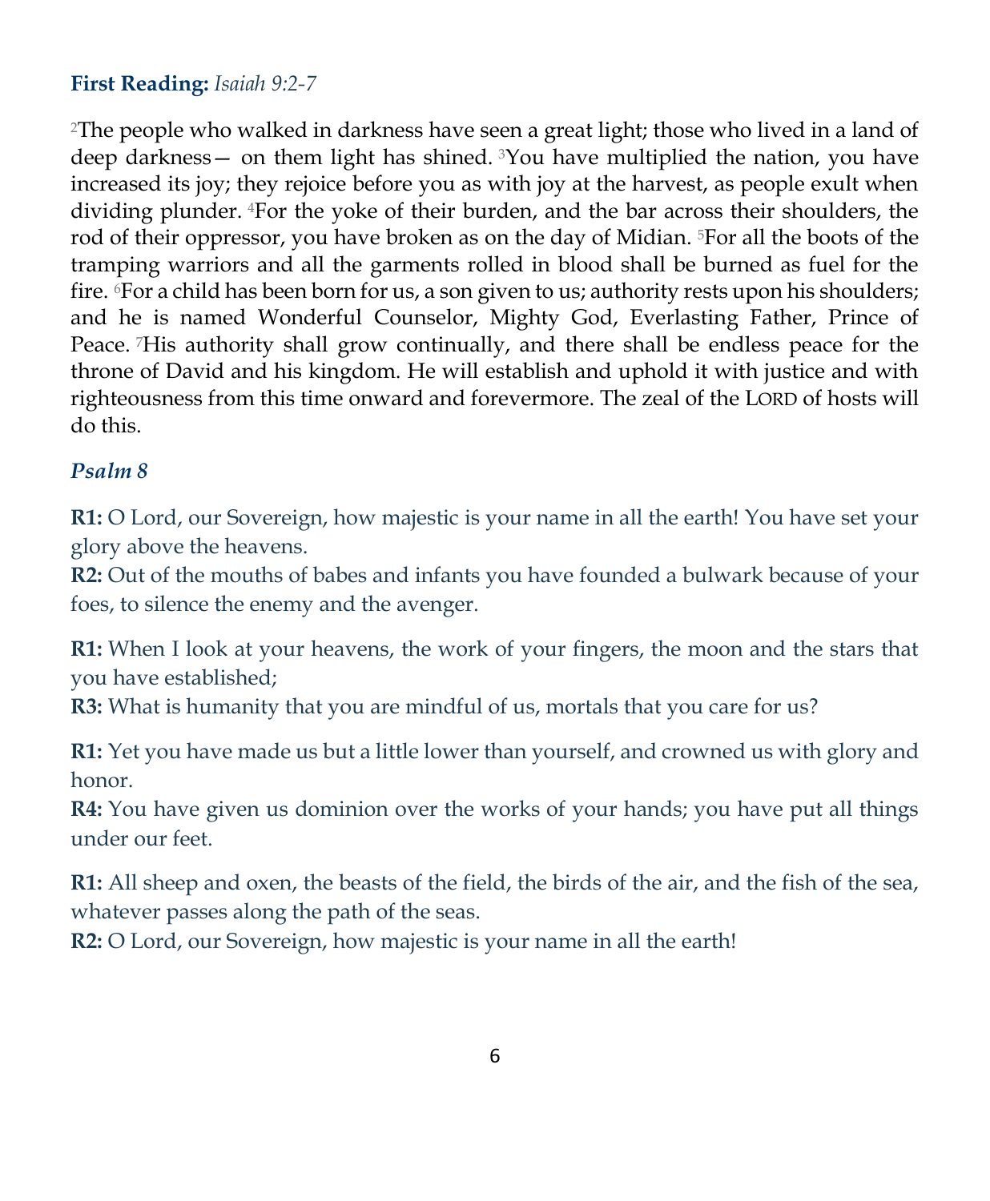**First Reading:** *Isaiah 9:2-7*

[2]The people who walked in darkness have seen a great light; those who lived in a land of deep darkness— on them light has shined. [3]You have multiplied the nation, you have increased its joy; they rejoice before you as with joy at the harvest, as people exult when dividing plunder. [4]For the yoke of their burden, and the bar across their shoulders, the rod of their oppressor, you have broken as on the day of Midian. [5]For all the boots of the tramping warriors and all the garments rolled in blood shall be burned as fuel for the fire. [6]For a child has been born for us, a son given to us; authority rests upon his shoulders; and he is named Wonderful Counselor, Mighty God, Everlasting Father, Prince of Peace. [7]His authority shall grow continually, and there shall be endless peace for the throne of David and his kingdom. He will establish and uphold it with justice and with righteousness from this time onward and forevermore. The zeal of the LORD of hosts will do this.

***Psalm 8***

**R1:** O Lord, our Sovereign, how majestic is your name in all the earth! You have set your glory above the heavens.
**R2:** Out of the mouths of babes and infants you have founded a bulwark because of your foes, to silence the enemy and the avenger.

**R1:** When I look at your heavens, the work of your fingers, the moon and the stars that you have established;
**R3:** What is humanity that you are mindful of us, mortals that you care for us?

**R1:** Yet you have made us but a little lower than yourself, and crowned us with glory and honor.
**R4:** You have given us dominion over the works of your hands; you have put all things under our feet.

**R1:** All sheep and oxen, the beasts of the field, the birds of the air, and the fish of the sea, whatever passes along the path of the seas.
**R2:** O Lord, our Sovereign, how majestic is your name in all the earth!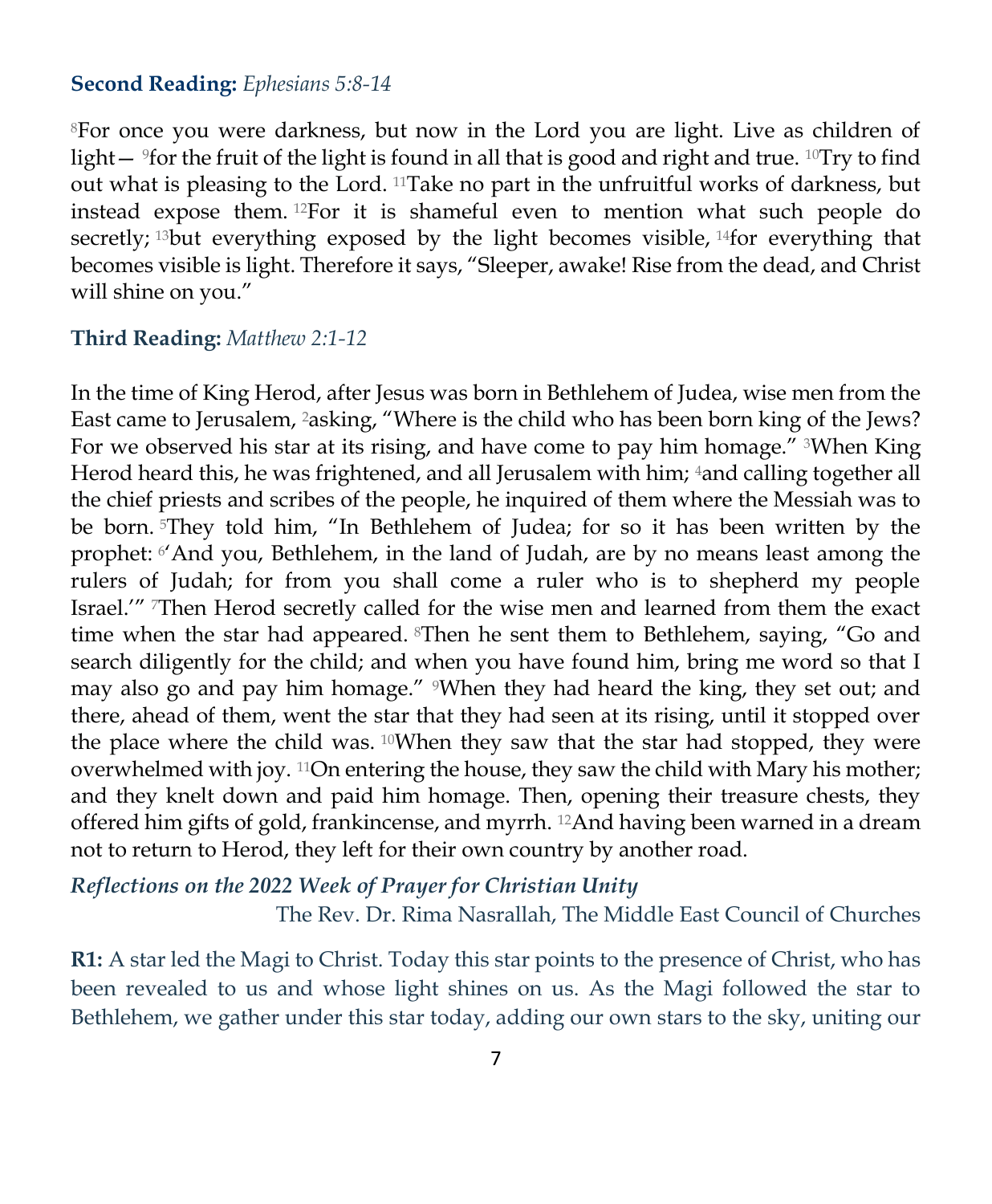**Second Reading:** *Ephesians 5:8-14*

[8]For once you were darkness, but now in the Lord you are light. Live as children of light— [9]for the fruit of the light is found in all that is good and right and true. [10]Try to find out what is pleasing to the Lord. [11]Take no part in the unfruitful works of darkness, but instead expose them. [12]For it is shameful even to mention what such people do secretly; [13]but everything exposed by the light becomes visible, [14]for everything that becomes visible is light. Therefore it says, "Sleeper, awake! Rise from the dead, and Christ will shine on you."

**Third Reading:** *Matthew 2:1-12*

In the time of King Herod, after Jesus was born in Bethlehem of Judea, wise men from the East came to Jerusalem, [2]asking, "Where is the child who has been born king of the Jews? For we observed his star at its rising, and have come to pay him homage." [3]When King Herod heard this, he was frightened, and all Jerusalem with him; [4]and calling together all the chief priests and scribes of the people, he inquired of them where the Messiah was to be born. [5]They told him, "In Bethlehem of Judea; for so it has been written by the prophet: [6]'And you, Bethlehem, in the land of Judah, are by no means least among the rulers of Judah; for from you shall come a ruler who is to shepherd my people Israel.'" [7]Then Herod secretly called for the wise men and learned from them the exact time when the star had appeared. [8]Then he sent them to Bethlehem, saying, "Go and search diligently for the child; and when you have found him, bring me word so that I may also go and pay him homage." [9]When they had heard the king, they set out; and there, ahead of them, went the star that they had seen at its rising, until it stopped over the place where the child was. [10]When they saw that the star had stopped, they were overwhelmed with joy. [11]On entering the house, they saw the child with Mary his mother; and they knelt down and paid him homage. Then, opening their treasure chests, they offered him gifts of gold, frankincense, and myrrh. [12]And having been warned in a dream not to return to Herod, they left for their own country by another road.

***Reflections on the 2022 Week of Prayer for Christian Unity***

The Rev. Dr. Rima Nasrallah, The Middle East Council of Churches

**R1:** A star led the Magi to Christ. Today this star points to the presence of Christ, who has been revealed to us and whose light shines on us. As the Magi followed the star to Bethlehem, we gather under this star today, adding our own stars to the sky, uniting our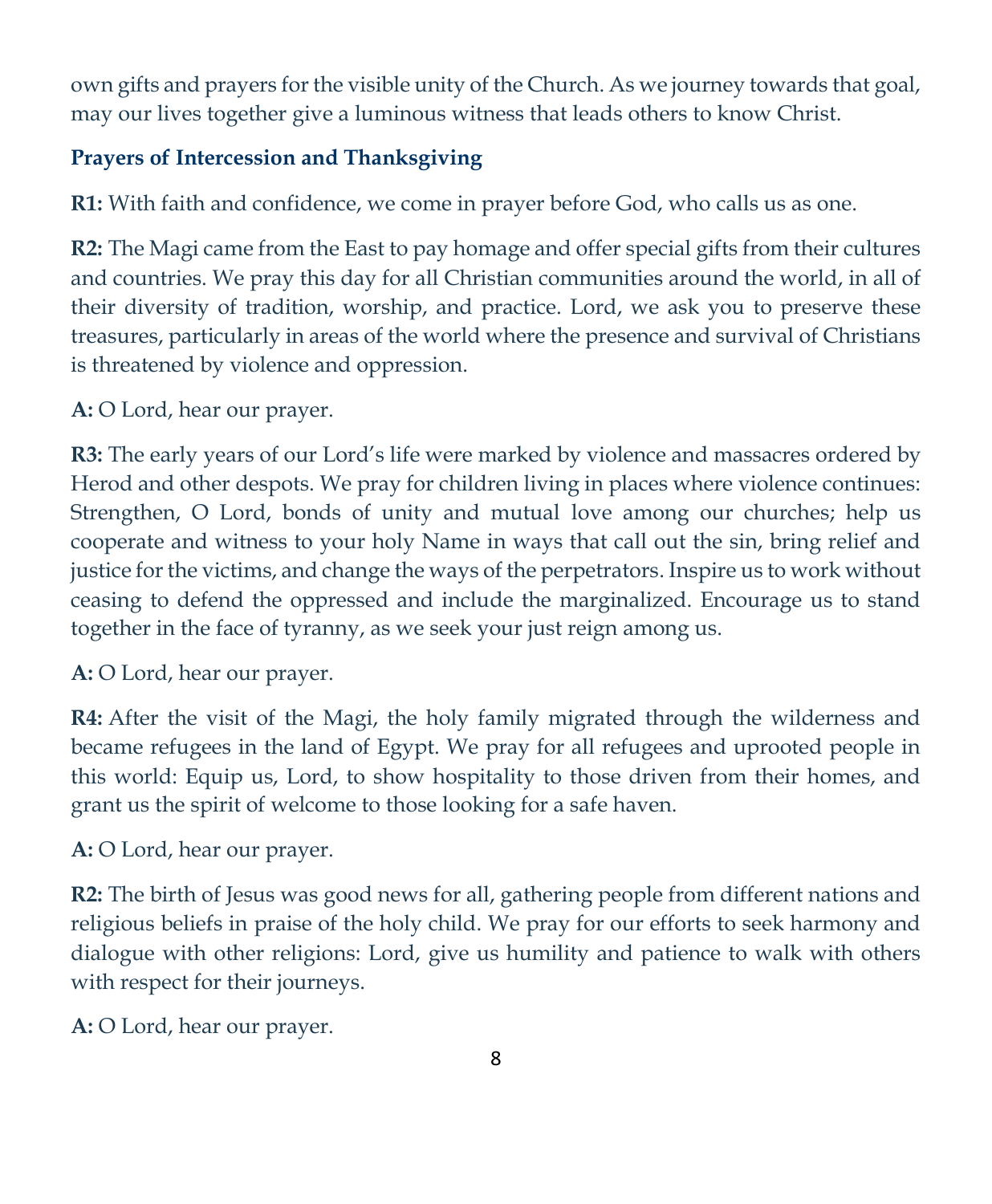own gifts and prayers for the visible unity of the Church. As we journey towards that goal, may our lives together give a luminous witness that leads others to know Christ.

### Prayers of Intercession and Thanksgiving

**R1:** With faith and confidence, we come in prayer before God, who calls us as one.

**R2:** The Magi came from the East to pay homage and offer special gifts from their cultures and countries. We pray this day for all Christian communities around the world, in all of their diversity of tradition, worship, and practice. Lord, we ask you to preserve these treasures, particularly in areas of the world where the presence and survival of Christians is threatened by violence and oppression.

**A:** O Lord, hear our prayer.

**R3:** The early years of our Lord's life were marked by violence and massacres ordered by Herod and other despots. We pray for children living in places where violence continues: Strengthen, O Lord, bonds of unity and mutual love among our churches; help us cooperate and witness to your holy Name in ways that call out the sin, bring relief and justice for the victims, and change the ways of the perpetrators. Inspire us to work without ceasing to defend the oppressed and include the marginalized. Encourage us to stand together in the face of tyranny, as we seek your just reign among us.

**A:** O Lord, hear our prayer.

**R4:** After the visit of the Magi, the holy family migrated through the wilderness and became refugees in the land of Egypt. We pray for all refugees and uprooted people in this world: Equip us, Lord, to show hospitality to those driven from their homes, and grant us the spirit of welcome to those looking for a safe haven.

**A:** O Lord, hear our prayer.

**R2:** The birth of Jesus was good news for all, gathering people from different nations and religious beliefs in praise of the holy child. We pray for our efforts to seek harmony and dialogue with other religions: Lord, give us humility and patience to walk with others with respect for their journeys.

**A:** O Lord, hear our prayer.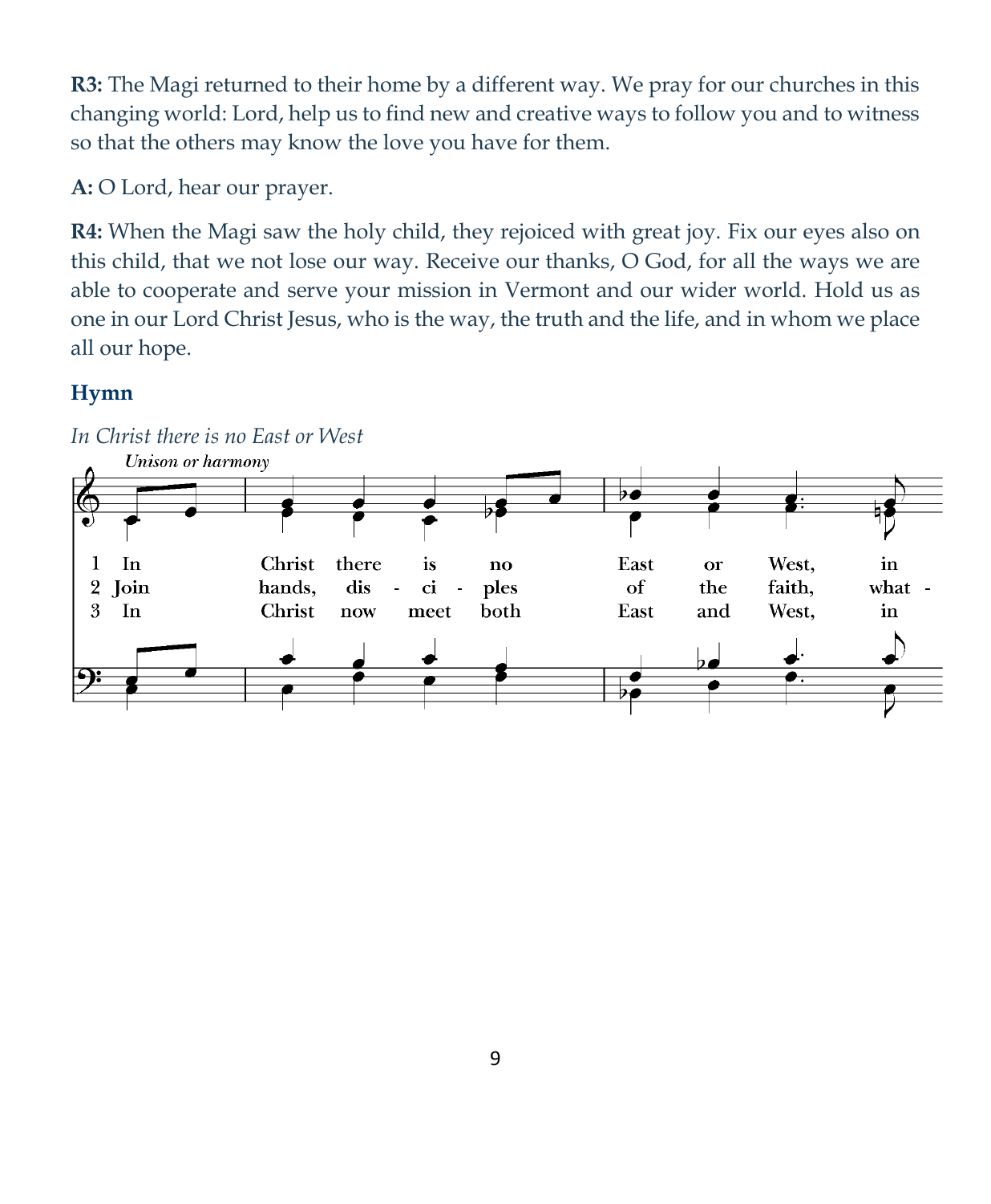**R3:** The Magi returned to their home by a different way. We pray for our churches in this changing world: Lord, help us to find new and creative ways to follow you and to witness so that the others may know the love you have for them.

**A:** O Lord, hear our prayer.

**R4:** When the Magi saw the holy child, they rejoiced with great joy. Fix our eyes also on this child, that we not lose our way. Receive our thanks, O God, for all the ways we are able to cooperate and serve your mission in Vermont and our wider world. Hold us as one in our Lord Christ Jesus, who is the way, the truth and the life, and in whom we place all our hope.

### Hymn

*In Christ there is no East or West*

*Unison or harmony*

1 In Christ there is no East or West, in
2 Join hands, dis - ci - ples of the faith, what -
3 In Christ now meet both East and West, in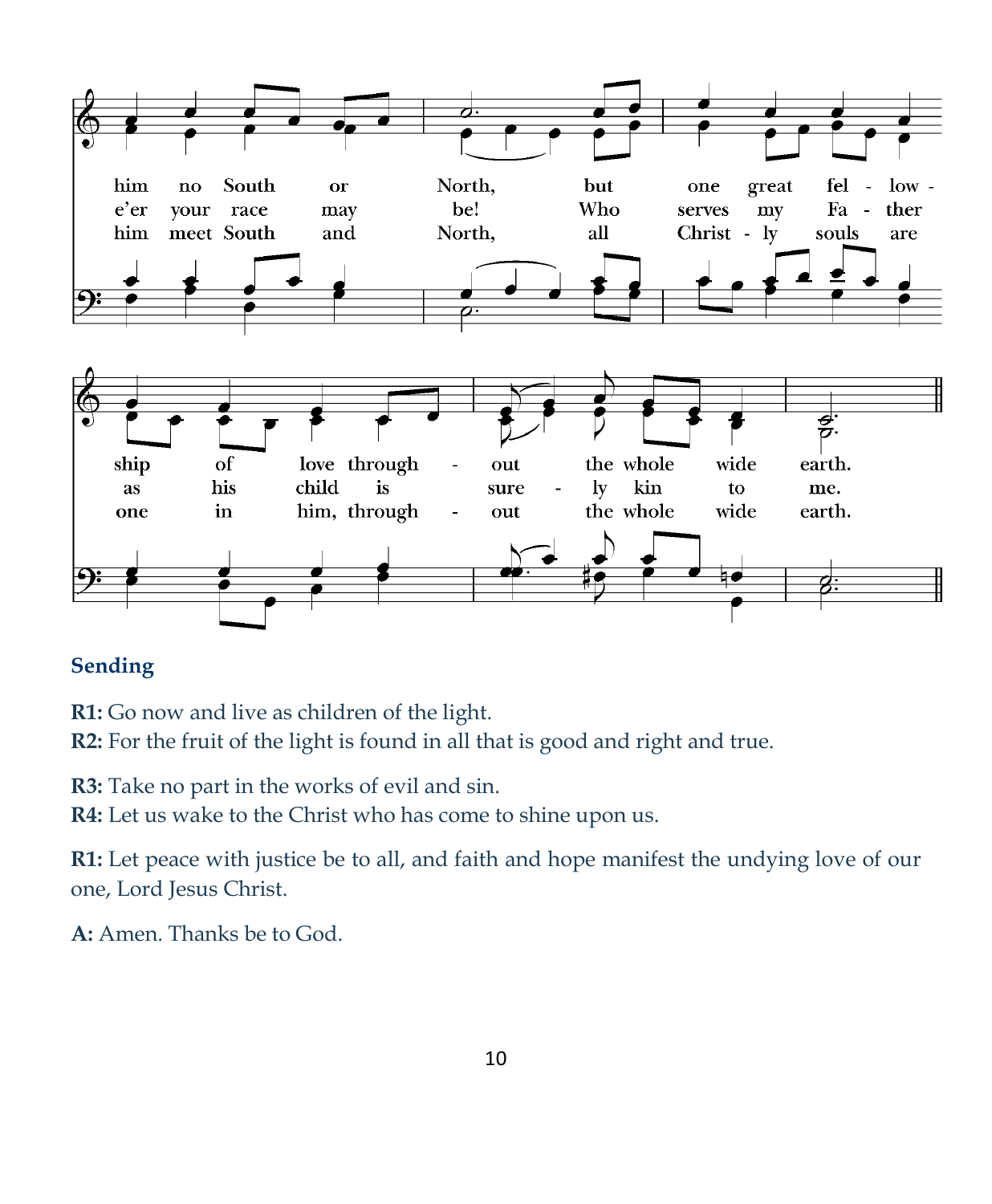him no South or North, but one great fel - low -
e'er your race may be! Who serves my Fa - ther
him meet South and North, all Christ - ly souls are

ship of love through - out the whole wide earth.
as his child is sure - ly kin to me.
one in him, through - out the whole wide earth.

## Sending

**R1:** Go now and live as children of the light.
**R2:** For the fruit of the light is found in all that is good and right and true.

**R3:** Take no part in the works of evil and sin.
**R4:** Let us wake to the Christ who has come to shine upon us.

**R1:** Let peace with justice be to all, and faith and hope manifest the undying love of our one, Lord Jesus Christ.

**A:** Amen. Thanks be to God.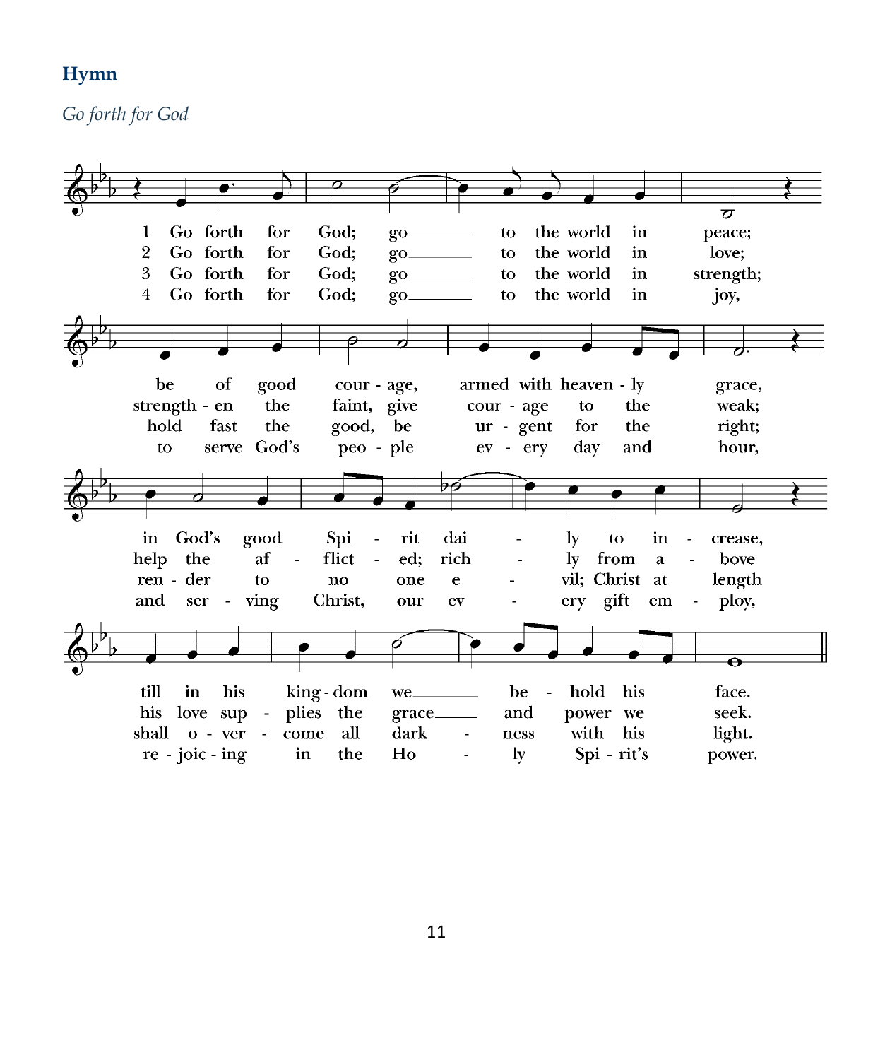## Hymn

*Go forth for God*

1 Go forth for God; go to the world in peace;
be of good courage, armed with heavenly grace,
in God's good Spirit daily to increase,
till in his kingdom we behold his face.

2 Go forth for God; go to the world in love;
strengthen the faint, give courage to the weak;
help the afflicted; richly from above
his love supplies the grace and power we seek.

3 Go forth for God; go to the world in strength;
hold fast the good, be urgent for the right;
render to no one evil; Christ at length
shall overcome all darkness with his light.

4 Go forth for God; go to the world in joy,
to serve God's people every day and hour,
and serving Christ, our every gift employ,
rejoicing in the Holy Spirit's power.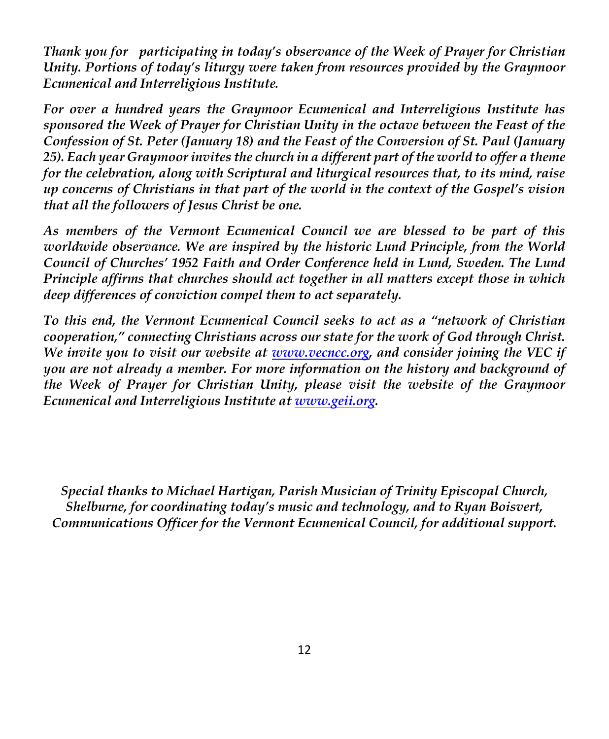*Thank you for participating in today's observance of the Week of Prayer for Christian Unity. Portions of today's liturgy were taken from resources provided by the Graymoor Ecumenical and Interreligious Institute.*

*For over a hundred years the Graymoor Ecumenical and Interreligious Institute has sponsored the Week of Prayer for Christian Unity in the octave between the Feast of the Confession of St. Peter (January 18) and the Feast of the Conversion of St. Paul (January 25). Each year Graymoor invites the church in a different part of the world to offer a theme for the celebration, along with Scriptural and liturgical resources that, to its mind, raise up concerns of Christians in that part of the world in the context of the Gospel's vision that all the followers of Jesus Christ be one.*

*As members of the Vermont Ecumenical Council we are blessed to be part of this worldwide observance. We are inspired by the historic Lund Principle, from the World Council of Churches' 1952 Faith and Order Conference held in Lund, Sweden. The Lund Principle affirms that churches should act together in all matters except those in which deep differences of conviction compel them to act separately.*

*To this end, the Vermont Ecumenical Council seeks to act as a "network of Christian cooperation," connecting Christians across our state for the work of God through Christ. We invite you to visit our website at [www.vecncc.org](http://www.vecncc.org), and consider joining the VEC if you are not already a member. For more information on the history and background of the Week of Prayer for Christian Unity, please visit the website of the Graymoor Ecumenical and Interreligious Institute at [www.geii.org](http://www.geii.org).*

*Special thanks to Michael Hartigan, Parish Musician of Trinity Episcopal Church, Shelburne, for coordinating today's music and technology, and to Ryan Boisvert, Communications Officer for the Vermont Ecumenical Council, for additional support.*